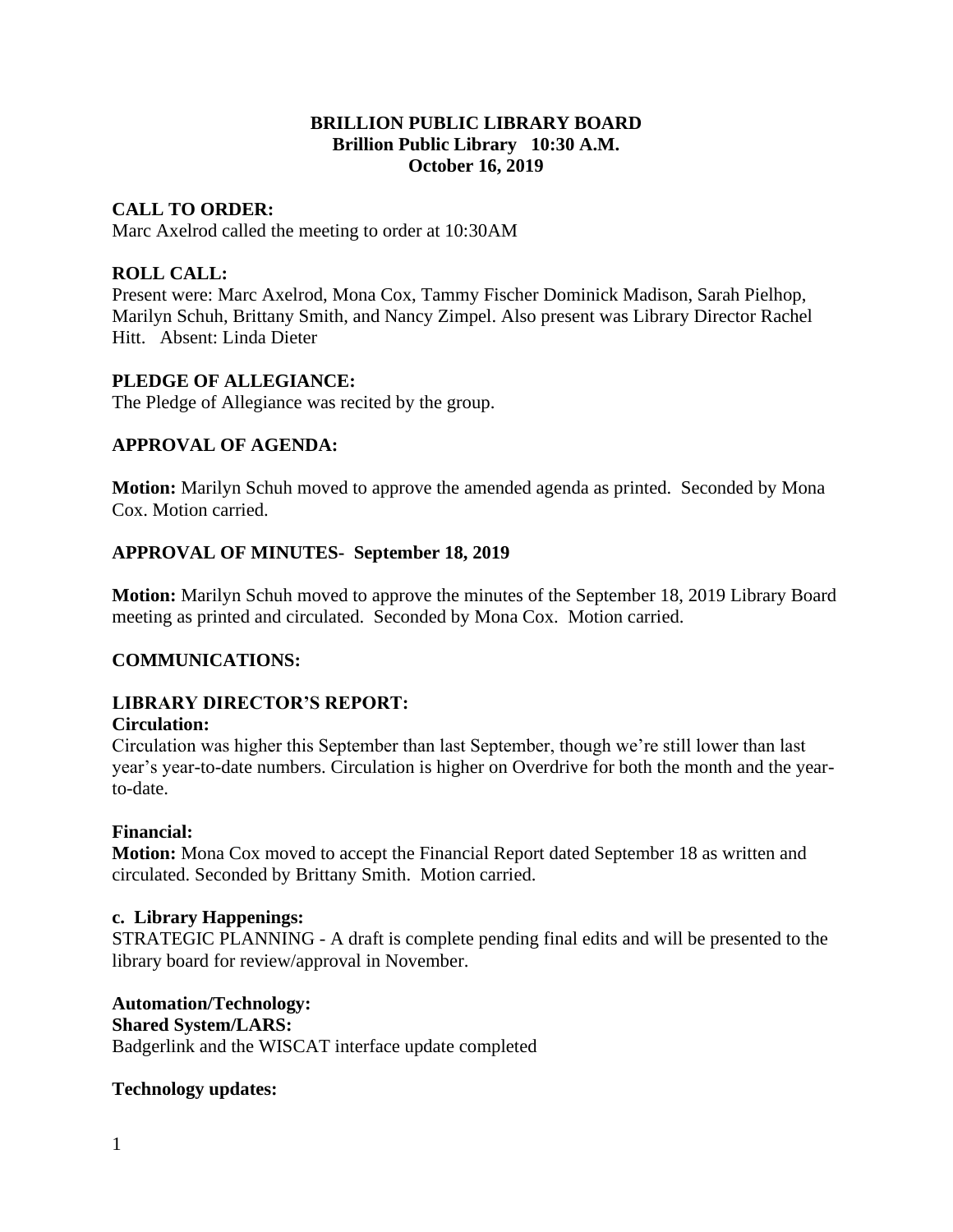# BRILLION PUBLIC LIBRARY BOARD
## Brillion Public Library 10:30 A.M.
## October 16, 2019

**CALL TO ORDER:**
Marc Axelrod called the meeting to order at 10:30AM

**ROLL CALL:**
Present were: Marc Axelrod, Mona Cox, Tammy Fischer Dominick Madison, Sarah Pielhop, Marilyn Schuh, Brittany Smith, and Nancy Zimpel. Also present was Library Director Rachel Hitt. Absent: Linda Dieter

**PLEDGE OF ALLEGIANCE:**
The Pledge of Allegiance was recited by the group.

**APPROVAL OF AGENDA:**

**Motion:** Marilyn Schuh moved to approve the amended agenda as printed. Seconded by Mona Cox. Motion carried.

**APPROVAL OF MINUTES- September 18, 2019**

**Motion:** Marilyn Schuh moved to approve the minutes of the September 18, 2019 Library Board meeting as printed and circulated. Seconded by Mona Cox. Motion carried.

**COMMUNICATIONS:**

**LIBRARY DIRECTOR'S REPORT:**

**Circulation:**
Circulation was higher this September than last September, though we're still lower than last year's year-to-date numbers. Circulation is higher on Overdrive for both the month and the year-to-date.

**Financial:**
**Motion:** Mona Cox moved to accept the Financial Report dated September 18 as written and circulated. Seconded by Brittany Smith. Motion carried.

**c. Library Happenings:**
STRATEGIC PLANNING - A draft is complete pending final edits and will be presented to the library board for review/approval in November.

**Automation/Technology:**
**Shared System/LARS:**
Badgerlink and the WISCAT interface update completed

**Technology updates:**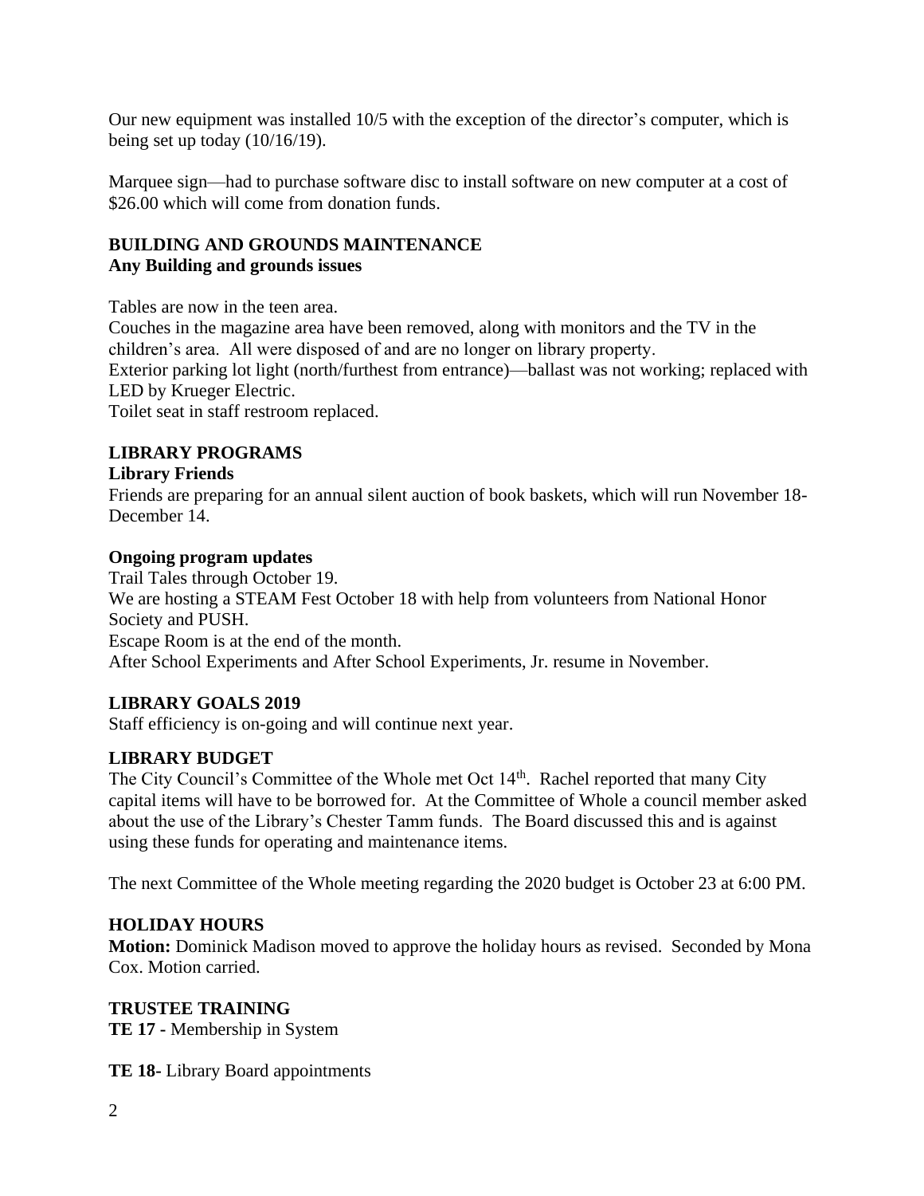Our new equipment was installed 10/5 with the exception of the director's computer, which is being set up today (10/16/19).

Marquee sign—had to purchase software disc to install software on new computer at a cost of $26.00 which will come from donation funds.

**BUILDING AND GROUNDS MAINTENANCE**
**Any Building and grounds issues**

Tables are now in the teen area.
Couches in the magazine area have been removed, along with monitors and the TV in the children's area. All were disposed of and are no longer on library property.
Exterior parking lot light (north/furthest from entrance)—ballast was not working; replaced with LED by Krueger Electric.
Toilet seat in staff restroom replaced.

**LIBRARY PROGRAMS**

**Library Friends**
Friends are preparing for an annual silent auction of book baskets, which will run November 18-December 14.

**Ongoing program updates**
Trail Tales through October 19.
We are hosting a STEAM Fest October 18 with help from volunteers from National Honor Society and PUSH.
Escape Room is at the end of the month.
After School Experiments and After School Experiments, Jr. resume in November.

**LIBRARY GOALS 2019**
Staff efficiency is on-going and will continue next year.

**LIBRARY BUDGET**
The City Council's Committee of the Whole met Oct 14th. Rachel reported that many City capital items will have to be borrowed for. At the Committee of Whole a council member asked about the use of the Library's Chester Tamm funds. The Board discussed this and is against using these funds for operating and maintenance items.

The next Committee of the Whole meeting regarding the 2020 budget is October 23 at 6:00 PM.

**HOLIDAY HOURS**
**Motion:** Dominick Madison moved to approve the holiday hours as revised. Seconded by Mona Cox. Motion carried.

**TRUSTEE TRAINING**
**TE 17 -** Membership in System

**TE 18-** Library Board appointments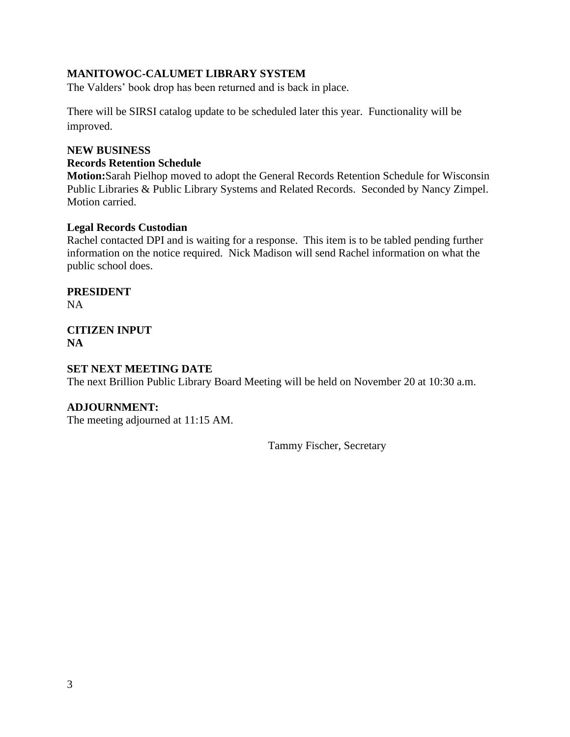**MANITOWOC-CALUMET LIBRARY SYSTEM**

The Valders' book drop has been returned and is back in place.

There will be SIRSI catalog update to be scheduled later this year. Functionality will be improved.

**NEW BUSINESS**

**Records Retention Schedule**

**Motion:** Sarah Pielhop moved to adopt the General Records Retention Schedule for Wisconsin Public Libraries & Public Library Systems and Related Records. Seconded by Nancy Zimpel. Motion carried.

**Legal Records Custodian**

Rachel contacted DPI and is waiting for a response. This item is to be tabled pending further information on the notice required. Nick Madison will send Rachel information on what the public school does.

**PRESIDENT**

NA

**CITIZEN INPUT**

**NA**

**SET NEXT MEETING DATE**

The next Brillion Public Library Board Meeting will be held on November 20 at 10:30 a.m.

**ADJOURNMENT:**

The meeting adjourned at 11:15 AM.

Tammy Fischer, Secretary